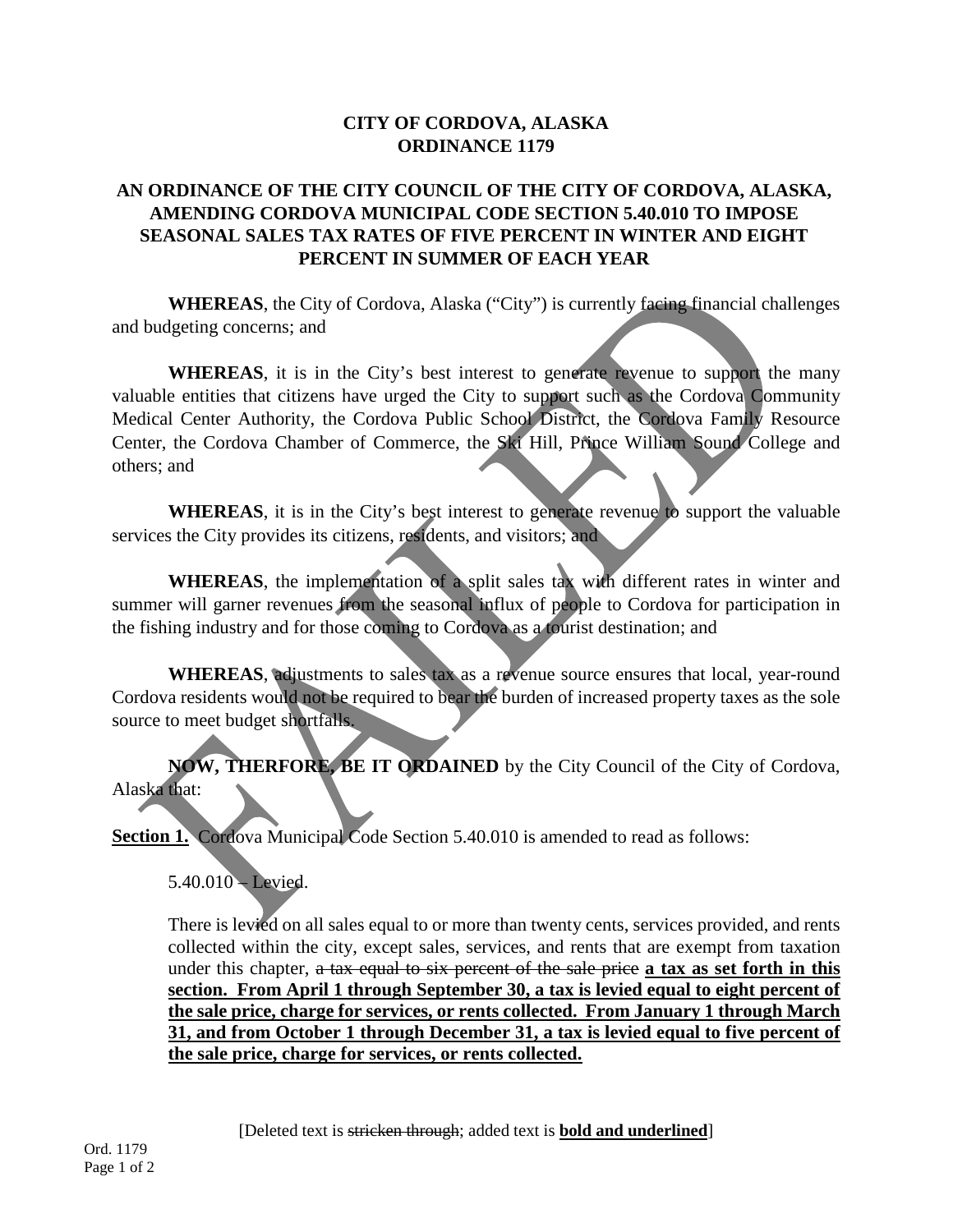# CITY OF CORDOVA, ALASKA
# ORDINANCE 1179

## AN ORDINANCE OF THE CITY COUNCIL OF THE CITY OF CORDOVA, ALASKA, AMENDING CORDOVA MUNICIPAL CODE SECTION 5.40.010 TO IMPOSE SEASONAL SALES TAX RATES OF FIVE PERCENT IN WINTER AND EIGHT PERCENT IN SUMMER OF EACH YEAR

FAILED

**WHEREAS**, the City of Cordova, Alaska ("City") is currently facing financial challenges and budgeting concerns; and

**WHEREAS**, it is in the City's best interest to generate revenue to support the many valuable entities that citizens have urged the City to support such as the Cordova Community Medical Center Authority, the Cordova Public School District, the Cordova Family Resource Center, the Cordova Chamber of Commerce, the Ski Hill, Prince William Sound College and others; and

**WHEREAS**, it is in the City's best interest to generate revenue to support the valuable services the City provides its citizens, residents, and visitors; and

**WHEREAS**, the implementation of a split sales tax with different rates in winter and summer will garner revenues from the seasonal influx of people to Cordova for participation in the fishing industry and for those coming to Cordova as a tourist destination; and

**WHEREAS**, adjustments to sales tax as a revenue source ensures that local, year-round Cordova residents would not be required to bear the burden of increased property taxes as the sole source to meet budget shortfalls.

**NOW, THERFORE, BE IT ORDAINED** by the City Council of the City of Cordova, Alaska that:

**Section 1.** Cordova Municipal Code Section 5.40.010 is amended to read as follows:

> 5.40.010 – Levied.
>
> There is levied on all sales equal to or more than twenty cents, services provided, and rents collected within the city, except sales, services, and rents that are exempt from taxation under this chapter, ~~a tax equal to six percent of the sale price~~ <u>**a tax as set forth in this section. From April 1 through September 30, a tax is levied equal to eight percent of the sale price, charge for services, or rents collected. From January 1 through March 31, and from October 1 through December 31, a tax is levied equal to five percent of the sale price, charge for services, or rents collected.**</u>

[Deleted text is ~~stricken through~~; added text is <u>**bold and underlined**</u>]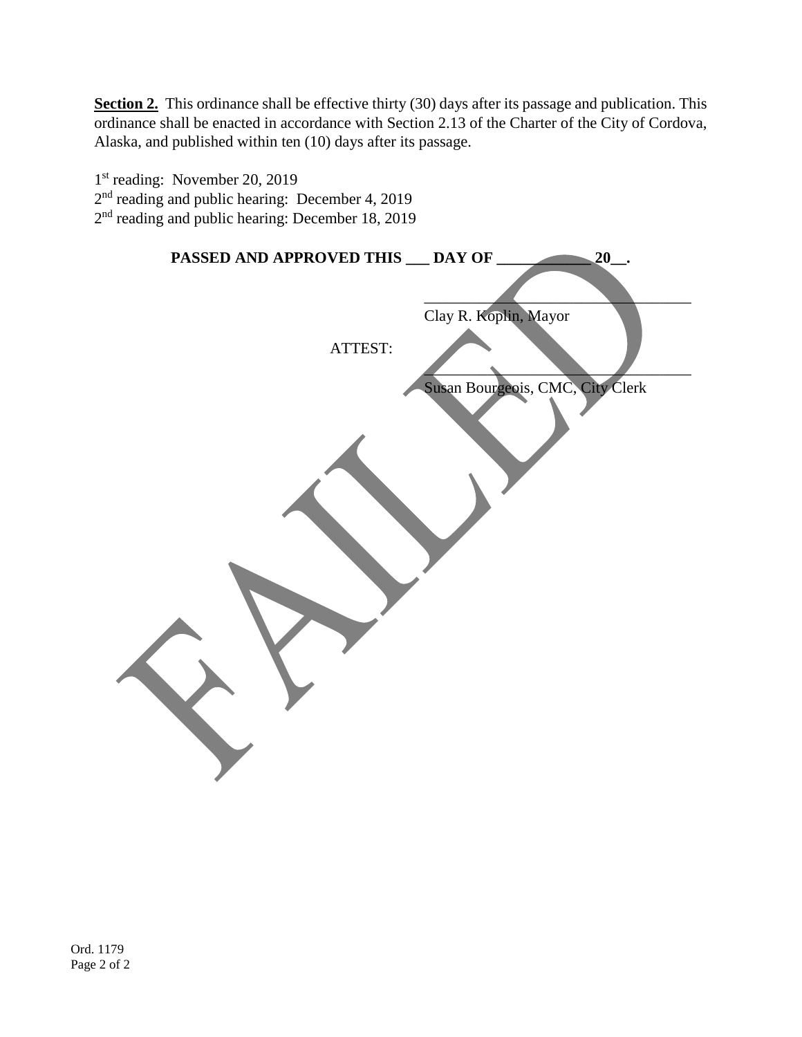**Section 2.** This ordinance shall be effective thirty (30) days after its passage and publication. This ordinance shall be enacted in accordance with Section 2.13 of the Charter of the City of Cordova, Alaska, and published within ten (10) days after its passage.

1st reading: November 20, 2019
2nd reading and public hearing: December 4, 2019
2nd reading and public hearing: December 18, 2019

**PASSED AND APPROVED THIS ___ DAY OF ____________ 20__.**

FAILED

_________________________________
Clay R. Koplin, Mayor

ATTEST:

_________________________________
Susan Bourgeois, CMC, City Clerk

Ord. 1179